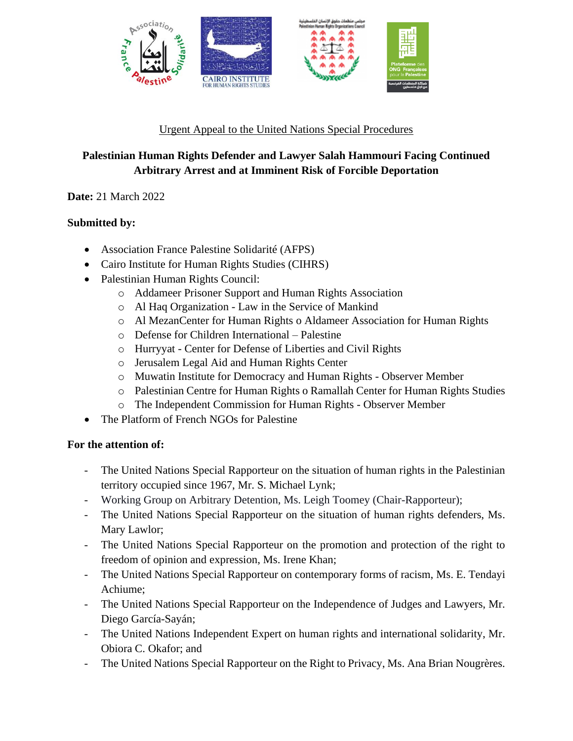Urgent Appeal to the United Nations Special Procedures

**Palestinian Human Rights Defender and Lawyer Salah Hammouri Facing Continued Arbitrary Arrest and at Imminent Risk of Forcible Deportation**

**Date:** 21 March 2022

**Submitted by:**

- Association France Palestine Solidarité (AFPS)
- Cairo Institute for Human Rights Studies (CIHRS)
- Palestinian Human Rights Council:
  - Addameer Prisoner Support and Human Rights Association
  - Al Haq Organization - Law in the Service of Mankind
  - Al MezanCenter for Human Rights o Aldameer Association for Human Rights
  - Defense for Children International – Palestine
  - Hurryyat - Center for Defense of Liberties and Civil Rights
  - Jerusalem Legal Aid and Human Rights Center
  - Muwatin Institute for Democracy and Human Rights - Observer Member
  - Palestinian Centre for Human Rights o Ramallah Center for Human Rights Studies
  - The Independent Commission for Human Rights - Observer Member
- The Platform of French NGOs for Palestine

**For the attention of:**

- The United Nations Special Rapporteur on the situation of human rights in the Palestinian territory occupied since 1967, Mr. S. Michael Lynk;
- Working Group on Arbitrary Detention, Ms. Leigh Toomey (Chair-Rapporteur);
- The United Nations Special Rapporteur on the situation of human rights defenders, Ms. Mary Lawlor;
- The United Nations Special Rapporteur on the promotion and protection of the right to freedom of opinion and expression, Ms. Irene Khan;
- The United Nations Special Rapporteur on contemporary forms of racism, Ms. E. Tendayi Achiume;
- The United Nations Special Rapporteur on the Independence of Judges and Lawyers, Mr. Diego García-Sayán;
- The United Nations Independent Expert on human rights and international solidarity, Mr. Obiora C. Okafor; and
- The United Nations Special Rapporteur on the Right to Privacy, Ms. Ana Brian Nougrères.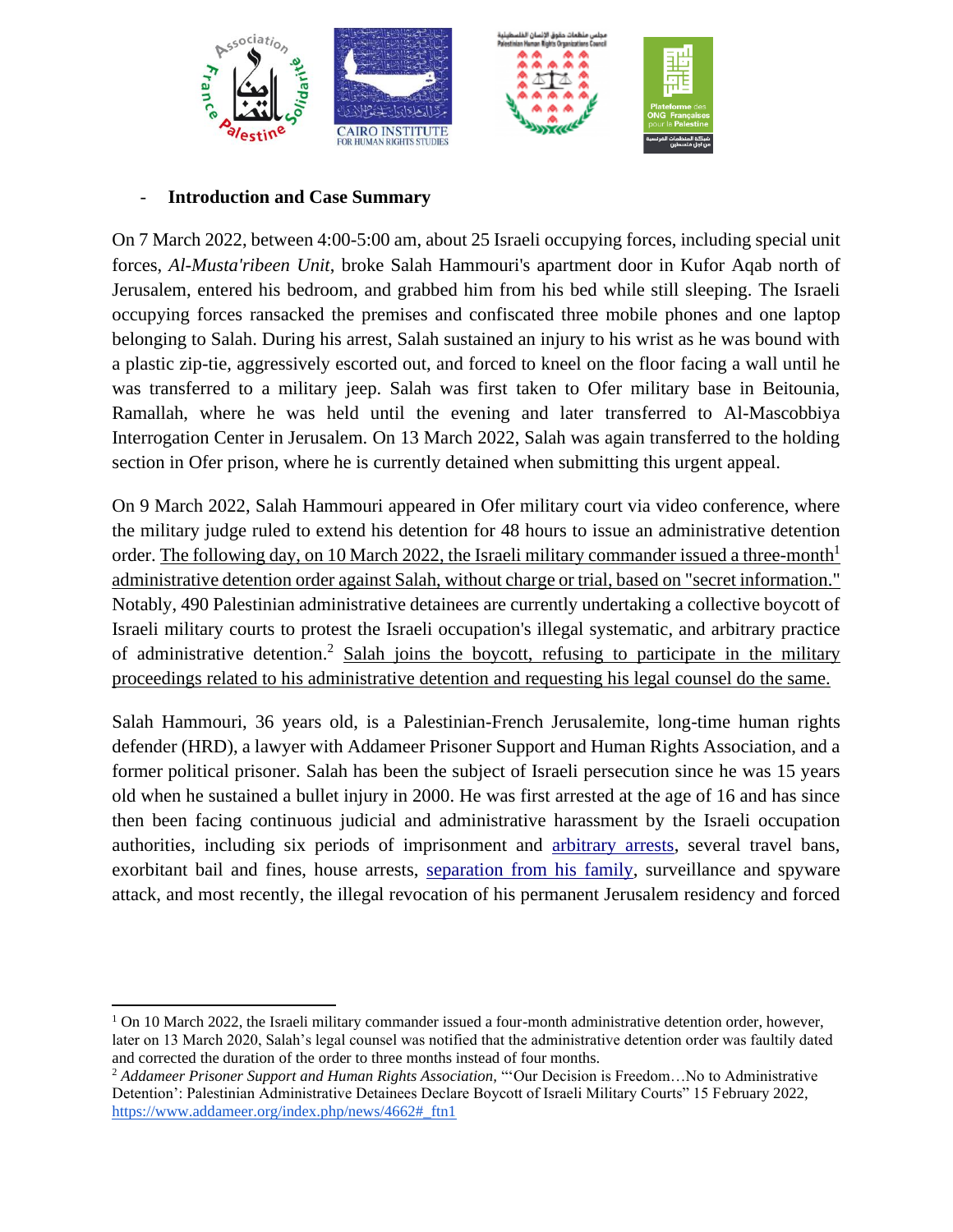- **Introduction and Case Summary**

On 7 March 2022, between 4:00-5:00 am, about 25 Israeli occupying forces, including special unit forces, *Al-Musta'ribeen Unit*, broke Salah Hammouri's apartment door in Kufor Aqab north of Jerusalem, entered his bedroom, and grabbed him from his bed while still sleeping. The Israeli occupying forces ransacked the premises and confiscated three mobile phones and one laptop belonging to Salah. During his arrest, Salah sustained an injury to his wrist as he was bound with a plastic zip-tie, aggressively escorted out, and forced to kneel on the floor facing a wall until he was transferred to a military jeep. Salah was first taken to Ofer military base in Beitounia, Ramallah, where he was held until the evening and later transferred to Al-Mascobbiya Interrogation Center in Jerusalem. On 13 March 2022, Salah was again transferred to the holding section in Ofer prison, where he is currently detained when submitting this urgent appeal.

On 9 March 2022, Salah Hammouri appeared in Ofer military court via video conference, where the military judge ruled to extend his detention for 48 hours to issue an administrative detention order. The following day, on 10 March 2022, the Israeli military commander issued a three-month[1] administrative detention order against Salah, without charge or trial, based on "secret information." Notably, 490 Palestinian administrative detainees are currently undertaking a collective boycott of Israeli military courts to protest the Israeli occupation's illegal systematic, and arbitrary practice of administrative detention.[2] Salah joins the boycott, refusing to participate in the military proceedings related to his administrative detention and requesting his legal counsel do the same.

Salah Hammouri, 36 years old, is a Palestinian-French Jerusalemite, long-time human rights defender (HRD), a lawyer with Addameer Prisoner Support and Human Rights Association, and a former political prisoner. Salah has been the subject of Israeli persecution since he was 15 years old when he sustained a bullet injury in 2000. He was first arrested at the age of 16 and has since then been facing continuous judicial and administrative harassment by the Israeli occupation authorities, including six periods of imprisonment and arbitrary arrests, several travel bans, exorbitant bail and fines, house arrests, separation from his family, surveillance and spyware attack, and most recently, the illegal revocation of his permanent Jerusalem residency and forced

---

[1] On 10 March 2022, the Israeli military commander issued a four-month administrative detention order, however, later on 13 March 2020, Salah's legal counsel was notified that the administrative detention order was faultily dated and corrected the duration of the order to three months instead of four months.

[2] *Addameer Prisoner Support and Human Rights Association*, "'Our Decision is Freedom…No to Administrative Detention': Palestinian Administrative Detainees Declare Boycott of Israeli Military Courts" 15 February 2022, https://www.addameer.org/index.php/news/4662#_ftn1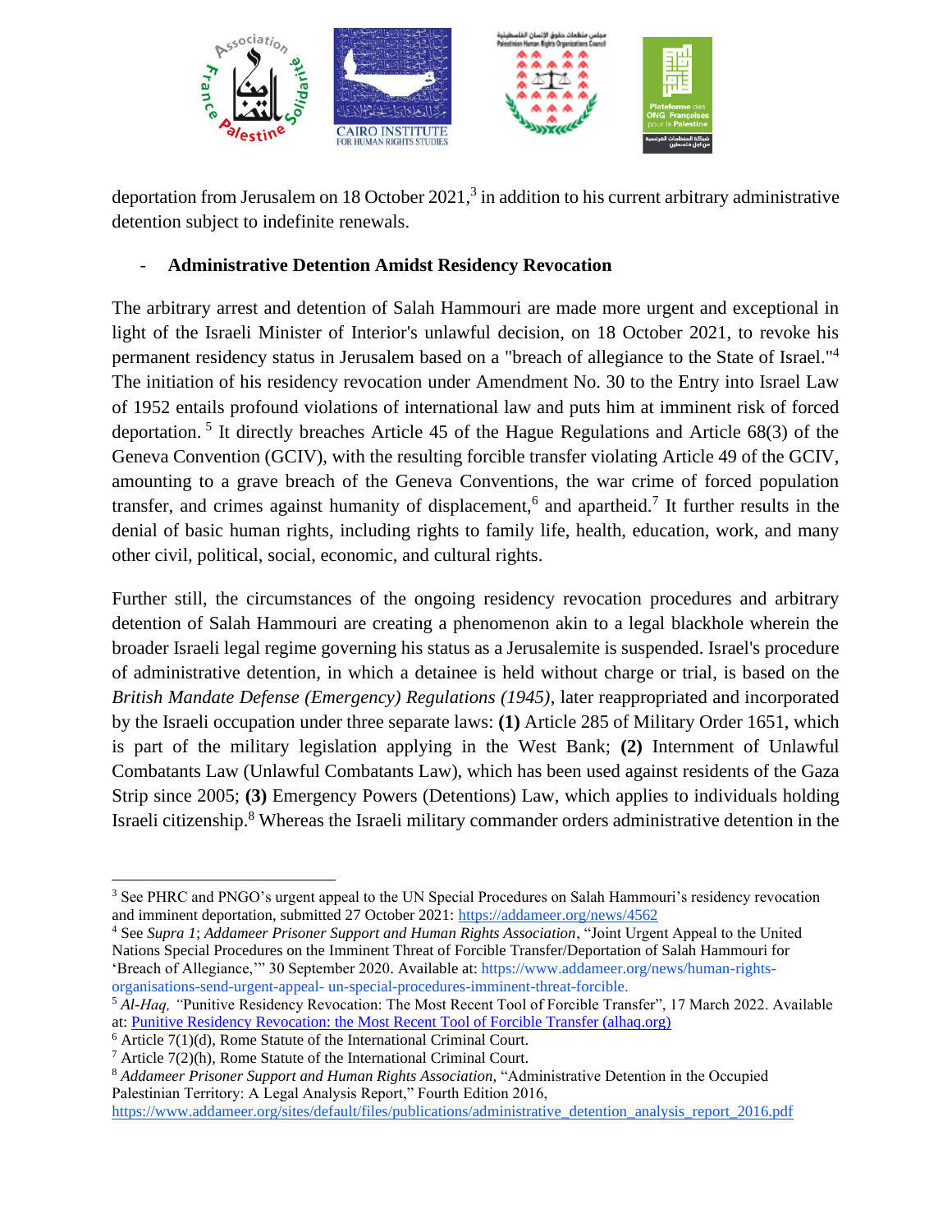deportation from Jerusalem on 18 October 2021,[3] in addition to his current arbitrary administrative detention subject to indefinite renewals.

- **Administrative Detention Amidst Residency Revocation**

The arbitrary arrest and detention of Salah Hammouri are made more urgent and exceptional in light of the Israeli Minister of Interior's unlawful decision, on 18 October 2021, to revoke his permanent residency status in Jerusalem based on a "breach of allegiance to the State of Israel."[4] The initiation of his residency revocation under Amendment No. 30 to the Entry into Israel Law of 1952 entails profound violations of international law and puts him at imminent risk of forced deportation.[5] It directly breaches Article 45 of the Hague Regulations and Article 68(3) of the Geneva Convention (GCIV), with the resulting forcible transfer violating Article 49 of the GCIV, amounting to a grave breach of the Geneva Conventions, the war crime of forced population transfer, and crimes against humanity of displacement,[6] and apartheid.[7] It further results in the denial of basic human rights, including rights to family life, health, education, work, and many other civil, political, social, economic, and cultural rights.

Further still, the circumstances of the ongoing residency revocation procedures and arbitrary detention of Salah Hammouri are creating a phenomenon akin to a legal blackhole wherein the broader Israeli legal regime governing his status as a Jerusalemite is suspended. Israel's procedure of administrative detention, in which a detainee is held without charge or trial, is based on the *British Mandate Defense (Emergency) Regulations (1945)*, later reappropriated and incorporated by the Israeli occupation under three separate laws: **(1)** Article 285 of Military Order 1651, which is part of the military legislation applying in the West Bank; **(2)** Internment of Unlawful Combatants Law (Unlawful Combatants Law), which has been used against residents of the Gaza Strip since 2005; **(3)** Emergency Powers (Detentions) Law, which applies to individuals holding Israeli citizenship.[8] Whereas the Israeli military commander orders administrative detention in the

---

[3] See PHRC and PNGO's urgent appeal to the UN Special Procedures on Salah Hammouri's residency revocation and imminent deportation, submitted 27 October 2021: https://addameer.org/news/4562

[4] See *Supra 1*; *Addameer Prisoner Support and Human Rights Association*, "Joint Urgent Appeal to the United Nations Special Procedures on the Imminent Threat of Forcible Transfer/Deportation of Salah Hammouri for 'Breach of Allegiance,'" 30 September 2020. Available at: https://www.addameer.org/news/human-rights-organisations-send-urgent-appeal- un-special-procedures-imminent-threat-forcible.

[5] *Al-Haq, "*Punitive Residency Revocation: The Most Recent Tool of Forcible Transfer", 17 March 2022. Available at: Punitive Residency Revocation: the Most Recent Tool of Forcible Transfer (alhaq.org)

[6] Article 7(1)(d), Rome Statute of the International Criminal Court.

[7] Article 7(2)(h), Rome Statute of the International Criminal Court.

[8] *Addameer Prisoner Support and Human Rights Association,* "Administrative Detention in the Occupied Palestinian Territory: A Legal Analysis Report," Fourth Edition 2016, https://www.addameer.org/sites/default/files/publications/administrative_detention_analysis_report_2016.pdf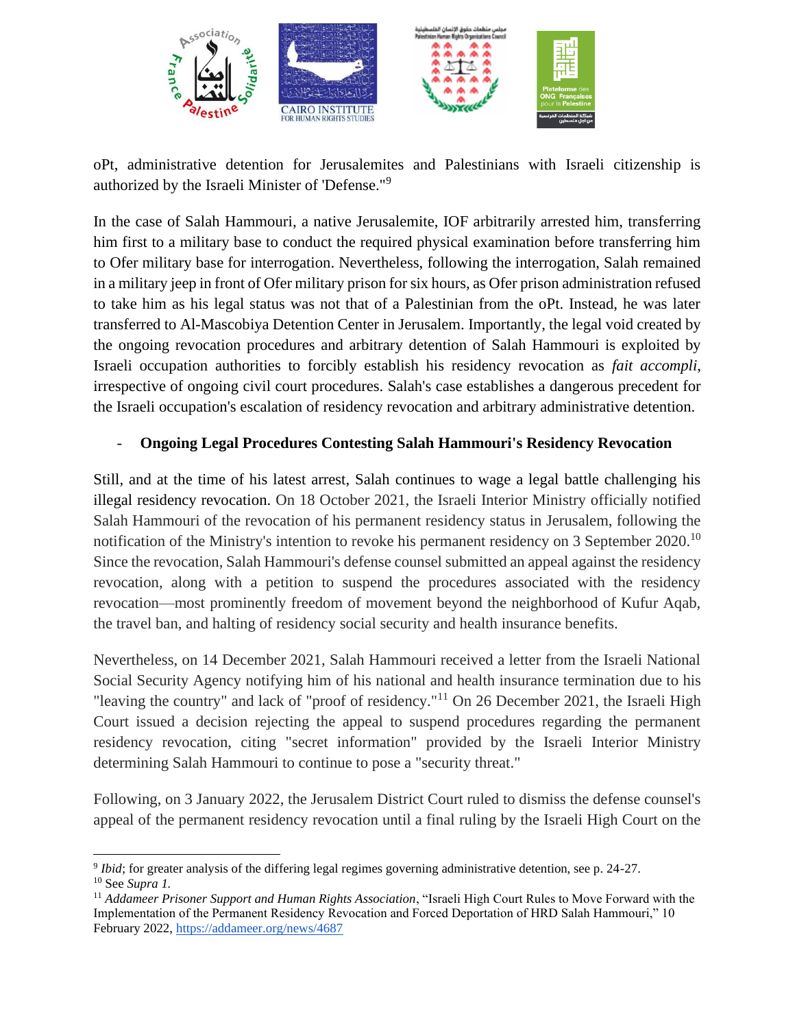oPt, administrative detention for Jerusalemites and Palestinians with Israeli citizenship is authorized by the Israeli Minister of 'Defense.'"[9]

In the case of Salah Hammouri, a native Jerusalemite, IOF arbitrarily arrested him, transferring him first to a military base to conduct the required physical examination before transferring him to Ofer military base for interrogation. Nevertheless, following the interrogation, Salah remained in a military jeep in front of Ofer military prison for six hours, as Ofer prison administration refused to take him as his legal status was not that of a Palestinian from the oPt. Instead, he was later transferred to Al-Mascobiya Detention Center in Jerusalem. Importantly, the legal void created by the ongoing revocation procedures and arbitrary detention of Salah Hammouri is exploited by Israeli occupation authorities to forcibly establish his residency revocation as *fait accompli*, irrespective of ongoing civil court procedures. Salah's case establishes a dangerous precedent for the Israeli occupation's escalation of residency revocation and arbitrary administrative detention.

- **Ongoing Legal Procedures Contesting Salah Hammouri's Residency Revocation**

Still, and at the time of his latest arrest, Salah continues to wage a legal battle challenging his illegal residency revocation. On 18 October 2021, the Israeli Interior Ministry officially notified Salah Hammouri of the revocation of his permanent residency status in Jerusalem, following the notification of the Ministry's intention to revoke his permanent residency on 3 September 2020.[10] Since the revocation, Salah Hammouri's defense counsel submitted an appeal against the residency revocation, along with a petition to suspend the procedures associated with the residency revocation—most prominently freedom of movement beyond the neighborhood of Kufur Aqab, the travel ban, and halting of residency social security and health insurance benefits.

Nevertheless, on 14 December 2021, Salah Hammouri received a letter from the Israeli National Social Security Agency notifying him of his national and health insurance termination due to his "leaving the country" and lack of "proof of residency."[11] On 26 December 2021, the Israeli High Court issued a decision rejecting the appeal to suspend procedures regarding the permanent residency revocation, citing "secret information" provided by the Israeli Interior Ministry determining Salah Hammouri to continue to pose a "security threat."

Following, on 3 January 2022, the Jerusalem District Court ruled to dismiss the defense counsel's appeal of the permanent residency revocation until a final ruling by the Israeli High Court on the

---

[9] *Ibid*; for greater analysis of the differing legal regimes governing administrative detention, see p. 24-27.

[10] See *Supra 1*.

[11] *Addameer Prisoner Support and Human Rights Association*, "Israeli High Court Rules to Move Forward with the Implementation of the Permanent Residency Revocation and Forced Deportation of HRD Salah Hammouri," 10 February 2022, https://addameer.org/news/4687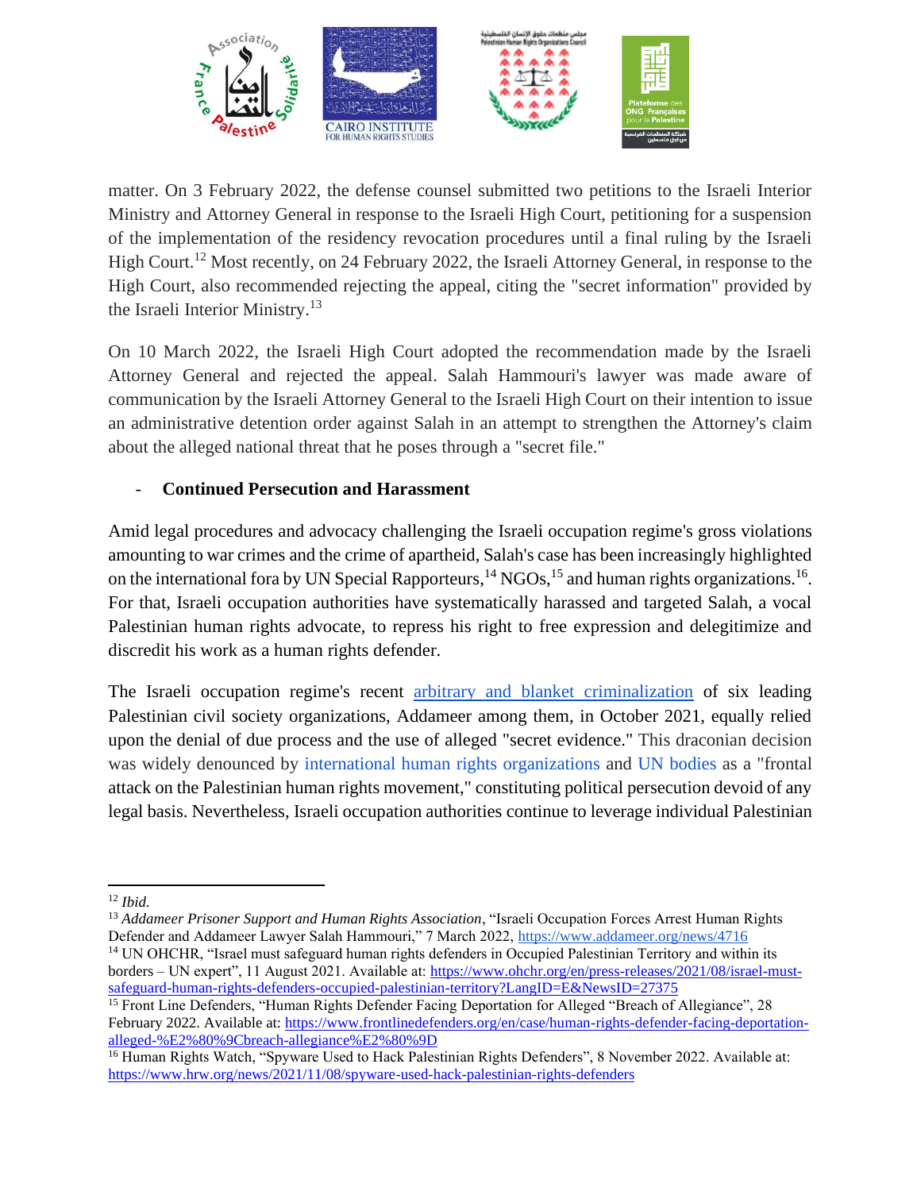matter. On 3 February 2022, the defense counsel submitted two petitions to the Israeli Interior Ministry and Attorney General in response to the Israeli High Court, petitioning for a suspension of the implementation of the residency revocation procedures until a final ruling by the Israeli High Court.[12] Most recently, on 24 February 2022, the Israeli Attorney General, in response to the High Court, also recommended rejecting the appeal, citing the "secret information" provided by the Israeli Interior Ministry.[13]

On 10 March 2022, the Israeli High Court adopted the recommendation made by the Israeli Attorney General and rejected the appeal. Salah Hammouri's lawyer was made aware of communication by the Israeli Attorney General to the Israeli High Court on their intention to issue an administrative detention order against Salah in an attempt to strengthen the Attorney's claim about the alleged national threat that he poses through a "secret file."

- **Continued Persecution and Harassment**

Amid legal procedures and advocacy challenging the Israeli occupation regime's gross violations amounting to war crimes and the crime of apartheid, Salah's case has been increasingly highlighted on the international fora by UN Special Rapporteurs,[14] NGOs,[15] and human rights organizations.[16]. For that, Israeli occupation authorities have systematically harassed and targeted Salah, a vocal Palestinian human rights advocate, to repress his right to free expression and delegitimize and discredit his work as a human rights defender.

The Israeli occupation regime's recent arbitrary and blanket criminalization of six leading Palestinian civil society organizations, Addameer among them, in October 2021, equally relied upon the denial of due process and the use of alleged "secret evidence." This draconian decision was widely denounced by international human rights organizations and UN bodies as a "frontal attack on the Palestinian human rights movement," constituting political persecution devoid of any legal basis. Nevertheless, Israeli occupation authorities continue to leverage individual Palestinian

---

[12] *Ibid.*

[13] *Addameer Prisoner Support and Human Rights Association*, "Israeli Occupation Forces Arrest Human Rights Defender and Addameer Lawyer Salah Hammouri," 7 March 2022, https://www.addameer.org/news/4716

[14] UN OHCHR, "Israel must safeguard human rights defenders in Occupied Palestinian Territory and within its borders – UN expert", 11 August 2021. Available at: https://www.ohchr.org/en/press-releases/2021/08/israel-must-safeguard-human-rights-defenders-occupied-palestinian-territory?LangID=E&NewsID=27375

[15] Front Line Defenders, "Human Rights Defender Facing Deportation for Alleged "Breach of Allegiance", 28 February 2022. Available at: https://www.frontlinedefenders.org/en/case/human-rights-defender-facing-deportation-alleged-%E2%80%9Cbreach-allegiance%E2%80%9D

[16] Human Rights Watch, "Spyware Used to Hack Palestinian Rights Defenders", 8 November 2022. Available at: https://www.hrw.org/news/2021/11/08/spyware-used-hack-palestinian-rights-defenders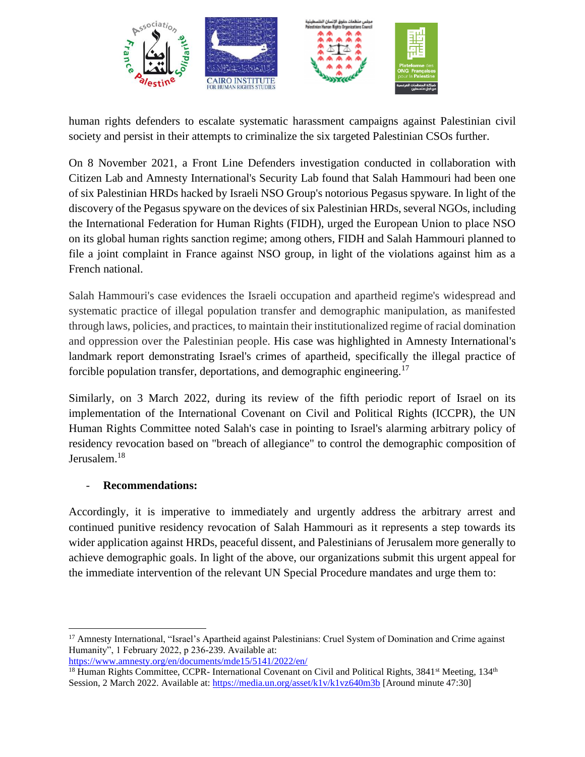human rights defenders to escalate systematic harassment campaigns against Palestinian civil society and persist in their attempts to criminalize the six targeted Palestinian CSOs further.

On 8 November 2021, a Front Line Defenders investigation conducted in collaboration with Citizen Lab and Amnesty International's Security Lab found that Salah Hammouri had been one of six Palestinian HRDs hacked by Israeli NSO Group's notorious Pegasus spyware. In light of the discovery of the Pegasus spyware on the devices of six Palestinian HRDs, several NGOs, including the International Federation for Human Rights (FIDH), urged the European Union to place NSO on its global human rights sanction regime; among others, FIDH and Salah Hammouri planned to file a joint complaint in France against NSO group, in light of the violations against him as a French national.

Salah Hammouri's case evidences the Israeli occupation and apartheid regime's widespread and systematic practice of illegal population transfer and demographic manipulation, as manifested through laws, policies, and practices, to maintain their institutionalized regime of racial domination and oppression over the Palestinian people. His case was highlighted in Amnesty International's landmark report demonstrating Israel's crimes of apartheid, specifically the illegal practice of forcible population transfer, deportations, and demographic engineering.[17]

Similarly, on 3 March 2022, during its review of the fifth periodic report of Israel on its implementation of the International Covenant on Civil and Political Rights (ICCPR), the UN Human Rights Committee noted Salah's case in pointing to Israel's alarming arbitrary policy of residency revocation based on "breach of allegiance" to control the demographic composition of Jerusalem.[18]

- **Recommendations:**

Accordingly, it is imperative to immediately and urgently address the arbitrary arrest and continued punitive residency revocation of Salah Hammouri as it represents a step towards its wider application against HRDs, peaceful dissent, and Palestinians of Jerusalem more generally to achieve demographic goals. In light of the above, our organizations submit this urgent appeal for the immediate intervention of the relevant UN Special Procedure mandates and urge them to:

---

[17] Amnesty International, "Israel's Apartheid against Palestinians: Cruel System of Domination and Crime against Humanity", 1 February 2022, p 236-239. Available at: https://www.amnesty.org/en/documents/mde15/5141/2022/en/

[18] Human Rights Committee, CCPR- International Covenant on Civil and Political Rights, 3841st Meeting, 134th Session, 2 March 2022. Available at: https://media.un.org/asset/k1v/k1vz640m3b [Around minute 47:30]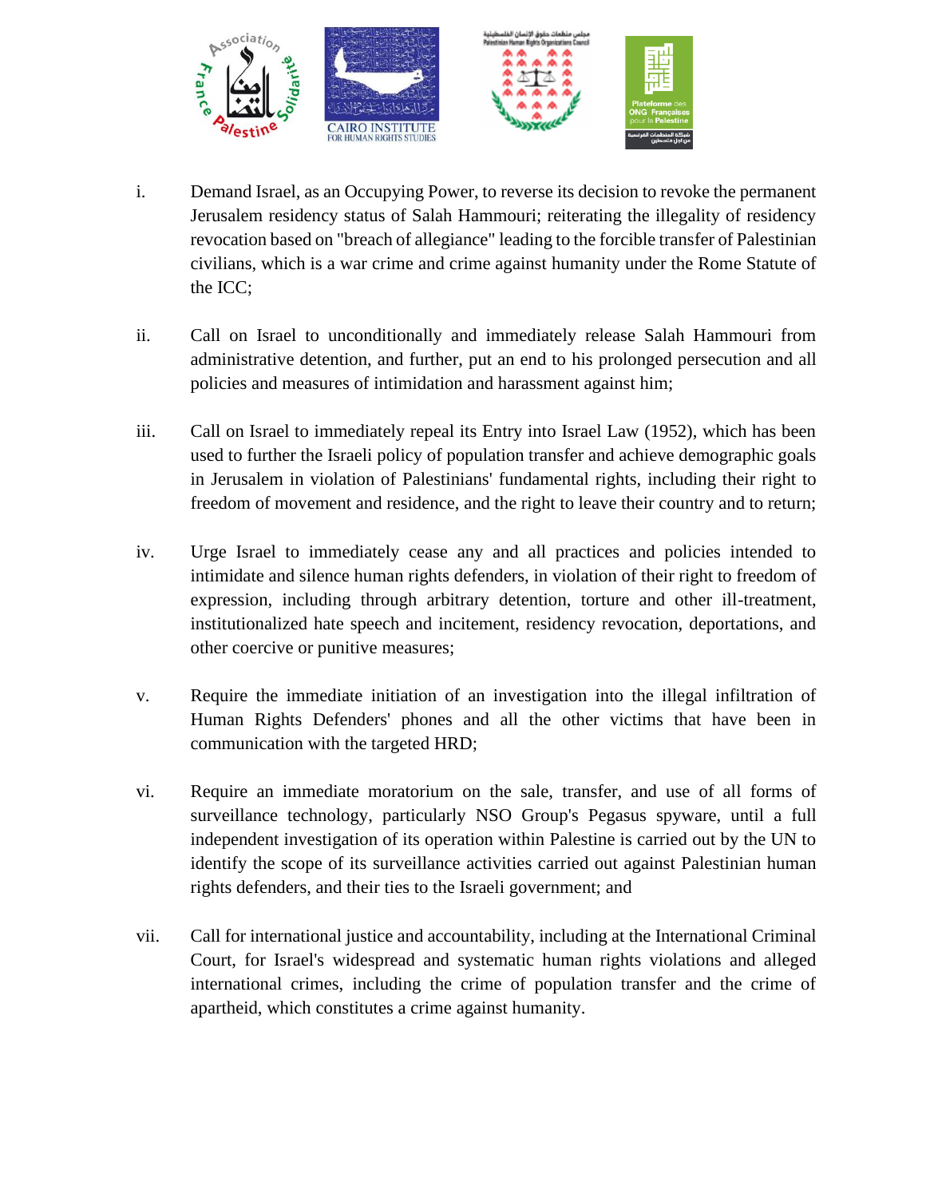i. Demand Israel, as an Occupying Power, to reverse its decision to revoke the permanent Jerusalem residency status of Salah Hammouri; reiterating the illegality of residency revocation based on "breach of allegiance" leading to the forcible transfer of Palestinian civilians, which is a war crime and crime against humanity under the Rome Statute of the ICC;

ii. Call on Israel to unconditionally and immediately release Salah Hammouri from administrative detention, and further, put an end to his prolonged persecution and all policies and measures of intimidation and harassment against him;

iii. Call on Israel to immediately repeal its Entry into Israel Law (1952), which has been used to further the Israeli policy of population transfer and achieve demographic goals in Jerusalem in violation of Palestinians' fundamental rights, including their right to freedom of movement and residence, and the right to leave their country and to return;

iv. Urge Israel to immediately cease any and all practices and policies intended to intimidate and silence human rights defenders, in violation of their right to freedom of expression, including through arbitrary detention, torture and other ill-treatment, institutionalized hate speech and incitement, residency revocation, deportations, and other coercive or punitive measures;

v. Require the immediate initiation of an investigation into the illegal infiltration of Human Rights Defenders' phones and all the other victims that have been in communication with the targeted HRD;

vi. Require an immediate moratorium on the sale, transfer, and use of all forms of surveillance technology, particularly NSO Group's Pegasus spyware, until a full independent investigation of its operation within Palestine is carried out by the UN to identify the scope of its surveillance activities carried out against Palestinian human rights defenders, and their ties to the Israeli government; and

vii. Call for international justice and accountability, including at the International Criminal Court, for Israel's widespread and systematic human rights violations and alleged international crimes, including the crime of population transfer and the crime of apartheid, which constitutes a crime against humanity.